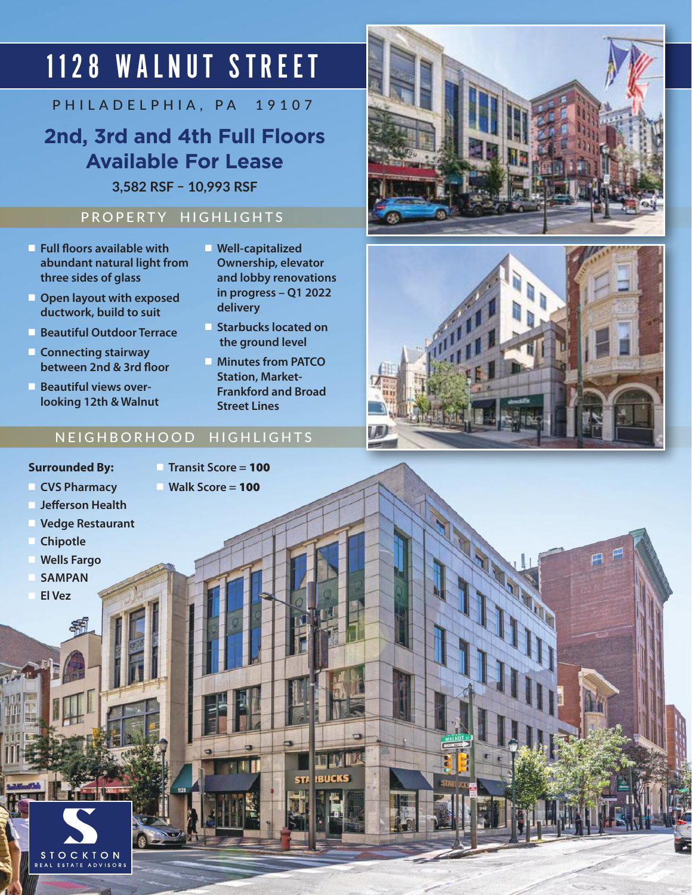# 1128 WALNUT STREET

PHILADELPHIA, PA 19107

## 2nd, 3rd and 4th Full Floors Available For Lease

**3,582 RSF – 10,993 RSF**

### PROPERTY HIGHLIGHTS

- **Full floors available with abundant natural light from three sides of glass**
- **Open layout with exposed ductwork, build to suit**
- **Beautiful Outdoor Terrace**
- **Connecting stairway between 2nd & 3rd floor**
- **Beautiful views overlooking 12th & Walnut**
- **Well-capitalized Ownership, elevator and lobby renovations in progress – Q1 2022 delivery**
- **Starbucks located on the ground level**
- **Minutes from PATCO Station, Market-Frankford and Broad Street Lines**

### NEIGHBORHOOD HIGHLIGHTS

**Surrounded By:**

- **CVS Pharmacy**
- **Jefferson Health**
- **Vedge Restaurant**
- **Chipotle**
- **Wells Fargo**
- **SAMPAN**
- **El Vez**

- **Transit Score = 100**
- **Walk Score = 100**

STOCKTON REAL ESTATE ADVISORS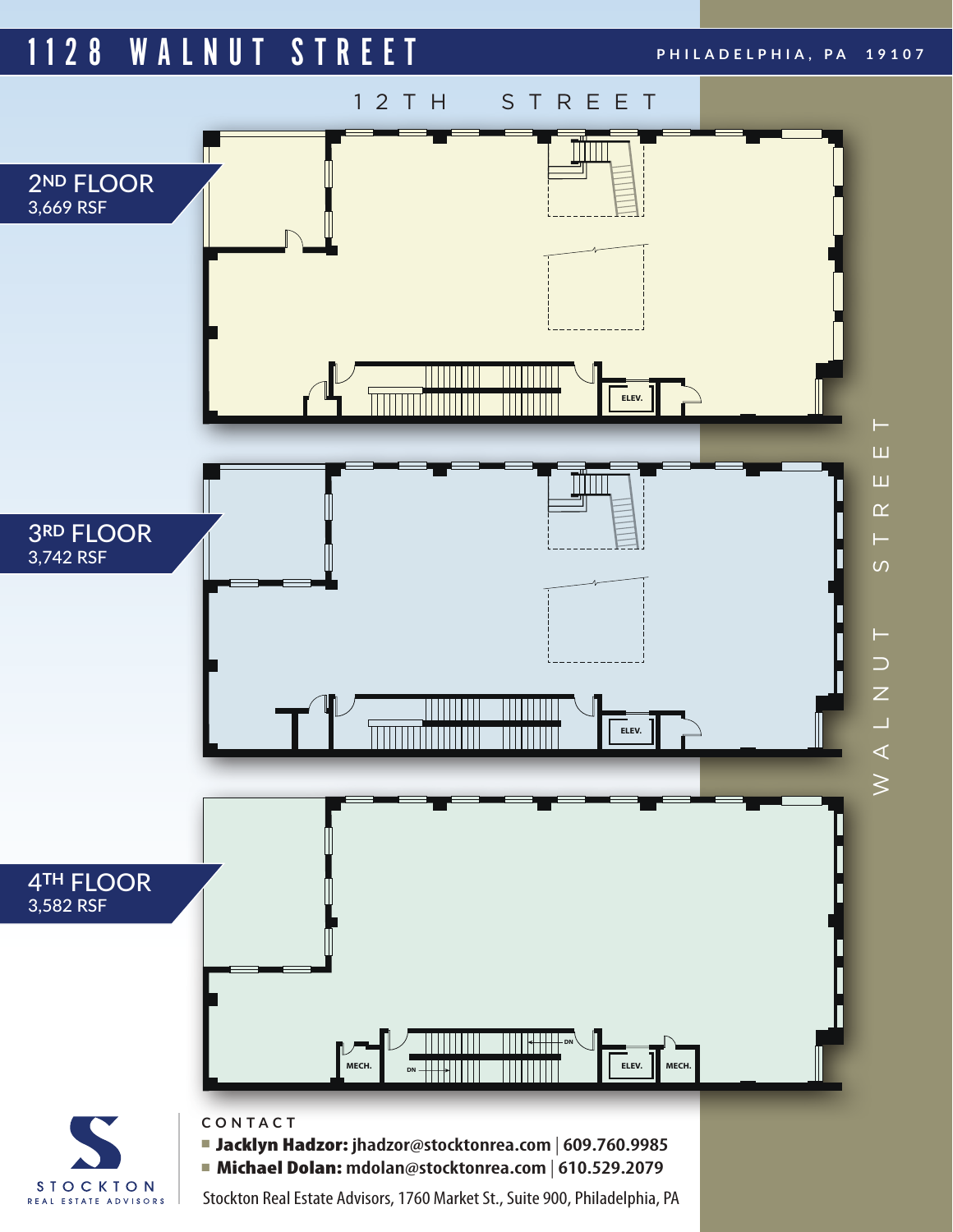# 1128 WALNUT STREET

PHILADELPHIA, PA 19107

12TH STREET

WALNUT STREET

## 2ND FLOOR
3,669 RSF

ELEV.

## 3RD FLOOR
3,742 RSF

ELEV.

## 4TH FLOOR
3,582 RSF

MECH.

DN

DN

ELEV.

MECH.

STOCKTON
REAL ESTATE ADVISORS

CONTACT

- **Jacklyn Hadzor:** jhadzor@stocktonrea.com | 609.760.9985
- **Michael Dolan:** mdolan@stocktonrea.com | 610.529.2079

Stockton Real Estate Advisors, 1760 Market St., Suite 900, Philadelphia, PA